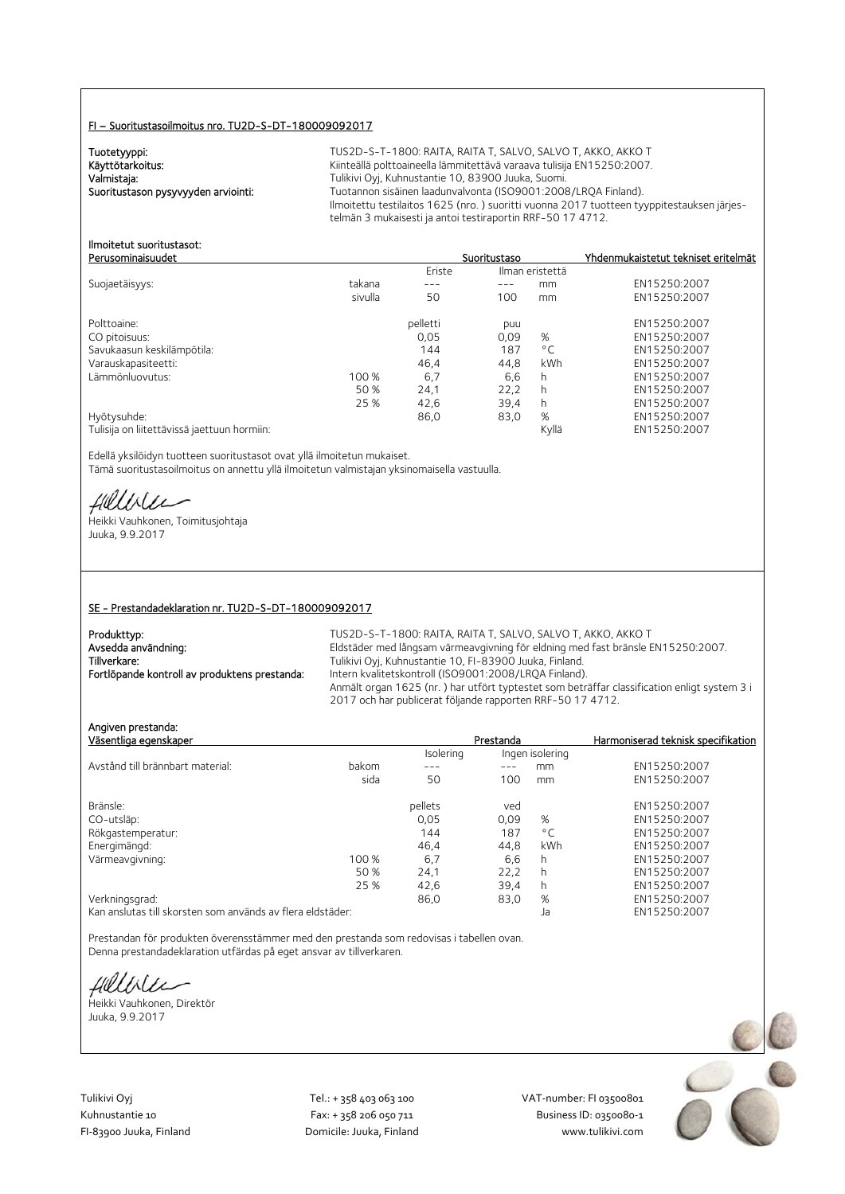## FI – Suoritustasoilmoitus nro. TU2D-S-DT-180009092017

**Tuotetyyppi:** TUS2D-S-T-1800: RAITA, RAITA T, SALVO, SALVO T, AKKO, AKKO T

**Käyttötarkoitus:** Kiinteällä polttoaineella lämmitettävä varaava tulisija EN15250:2007.

**Valmistaja:** Tulikivi Oyj, Kuhnustantie 10, 83900 Juuka, Suomi.

**Suoritustason pysyvyyden arviointi:** Tuotannon sisäinen laadunvalvonta (ISO9001:2008/LRQA Finland).
Ilmoitettu testilaitos 1625 (nro. ) suoritti vuonna 2017 tuotteen tyyppitestauksen järjestelmän 3 mukaisesti ja antoi testiraportin RRF-50 17 4712.

**Ilmoitetut suoritustasot:**

| Perusominaisuudet | | Suoritustaso | | | Yhdenmukaistetut tekniset eritelmät |
|---|---|---|---|---|---|
| | | Eriste | Ilman eristettä | | |
| Suojaetäisyys: | takana | --- | --- | mm | EN15250:2007 |
| | sivulla | 50 | 100 | mm | EN15250:2007 |
| Polttoaine: | | pelletti | puu | | EN15250:2007 |
| CO pitoisuus: | | 0,05 | 0,09 | % | EN15250:2007 |
| Savukaasun keskilämpötila: | | 144 | 187 | °C | EN15250:2007 |
| Varauskapasiteetti: | | 46,4 | 44,8 | kWh | EN15250:2007 |
| Lämmönluovutus: | 100 % | 6,7 | 6,6 | h | EN15250:2007 |
| | 50 % | 24,1 | 22,2 | h | EN15250:2007 |
| | 25 % | 42,6 | 39,4 | h | EN15250:2007 |
| Hyötysuhde: | | 86,0 | 83,0 | % | EN15250:2007 |
| Tulisija on liitettävissä jaettuun hormiin: | | | | Kyllä | EN15250:2007 |

Edellä yksilöidyn tuotteen suoritustasot ovat yllä ilmoitetun mukaiset.
Tämä suoritustasoilmoitus on annettu yllä ilmoitetun valmistajan yksinomaisella vastuulla.

Heikki Vauhkonen, Toimitusjohtaja
Juuka, 9.9.2017

## SE - Prestandadeklaration nr. TU2D-S-DT-180009092017

**Produkttyp:** TUS2D-S-T-1800: RAITA, RAITA T, SALVO, SALVO T, AKKO, AKKO T

**Avsedda användning:** Eldstäder med långsam värmeavgivning för eldning med fast bränsle EN15250:2007.

**Tillverkare:** Tulikivi Oyj, Kuhnustantie 10, FI-83900 Juuka, Finland.

**Fortlöpande kontroll av produktens prestanda:** Intern kvalitetskontroll (ISO9001:2008/LRQA Finland).
Anmält organ 1625 (nr. ) har utfört typtestet som beträffar classification enligt system 3 i 2017 och har publicerat följande rapporten RRF-50 17 4712.

**Angiven prestanda:**

| Väsentliga egenskaper | | Prestanda | | | Harmoniserad teknisk specifikation |
|---|---|---|---|---|---|
| | | Isolering | Ingen isolering | | |
| Avstånd till brännbart material: | bakom | --- | --- | mm | EN15250:2007 |
| | sida | 50 | 100 | mm | EN15250:2007 |
| Bränsle: | | pellets | ved | | EN15250:2007 |
| CO-utsläp: | | 0,05 | 0,09 | % | EN15250:2007 |
| Rökgastemperatur: | | 144 | 187 | °C | EN15250:2007 |
| Energimängd: | | 46,4 | 44,8 | kWh | EN15250:2007 |
| Värmeavgivning: | 100 % | 6,7 | 6,6 | h | EN15250:2007 |
| | 50 % | 24,1 | 22,2 | h | EN15250:2007 |
| | 25 % | 42,6 | 39,4 | h | EN15250:2007 |
| Verkningsgrad: | | 86,0 | 83,0 | % | EN15250:2007 |
| Kan anslutas till skorsten som används av flera eldstäder: | | | | Ja | EN15250:2007 |

Prestandan för produkten överensstämmer med den prestanda som redovisas i tabellen ovan.
Denna prestandadeklaration utfärdas på eget ansvar av tillverkaren.

Heikki Vauhkonen, Direktör
Juuka, 9.9.2017

Tulikivi Oyj
Kuhnustantie 10
FI-83900 Juuka, Finland

Tel.: + 358 403 063 100
Fax: + 358 206 050 711
Domicile: Juuka, Finland

VAT-number: FI 03500801
Business ID: 0350080-1
www.tulikivi.com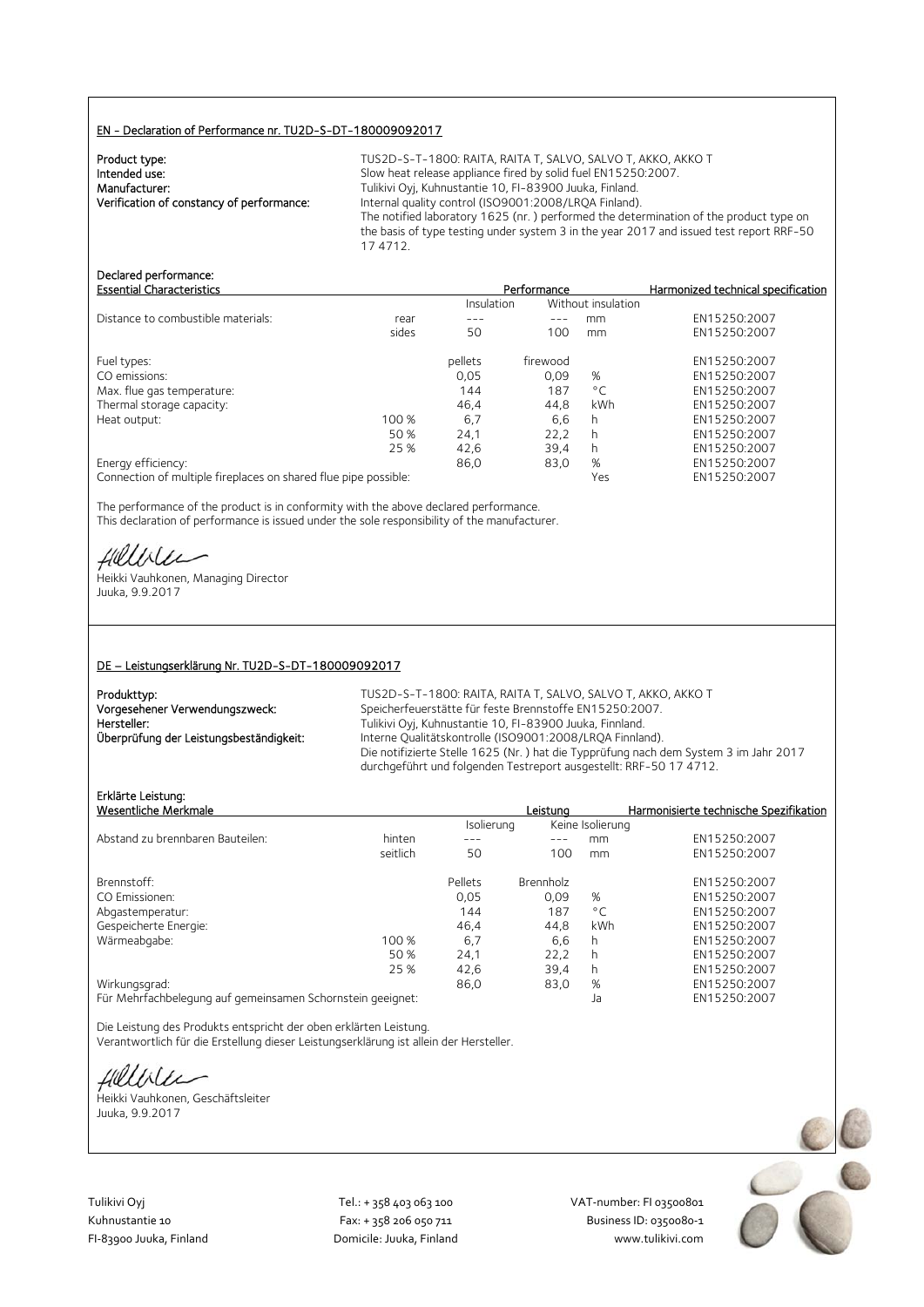## EN - Declaration of Performance nr. TU2D-S-DT-180009092017

**Product type:** TUS2D-S-T-1800: RAITA, RAITA T, SALVO, SALVO T, AKKO, AKKO T

**Intended use:** Slow heat release appliance fired by solid fuel EN15250:2007.

**Manufacturer:** Tulikivi Oyj, Kuhnustantie 10, FI-83900 Juuka, Finland.

**Verification of constancy of performance:** Internal quality control (ISO9001:2008/LRQA Finland).
The notified laboratory 1625 (nr. ) performed the determination of the product type on the basis of type testing under system 3 in the year 2017 and issued test report RRF-50 17 4712.

**Declared performance:**

| Essential Characteristics | | Performance | | | Harmonized technical specification |
|---|---|---|---|---|---|
| | | Insulation | Without insulation | | |
| Distance to combustible materials: | rear | --- | --- | mm | EN15250:2007 |
| | sides | 50 | 100 | mm | EN15250:2007 |
| Fuel types: | | pellets | firewood | | EN15250:2007 |
| CO emissions: | | 0,05 | 0,09 | % | EN15250:2007 |
| Max. flue gas temperature: | | 144 | 187 | °C | EN15250:2007 |
| Thermal storage capacity: | | 46,4 | 44,8 | kWh | EN15250:2007 |
| Heat output: | 100 % | 6,7 | 6,6 | h | EN15250:2007 |
| | 50 % | 24,1 | 22,2 | h | EN15250:2007 |
| | 25 % | 42,6 | 39,4 | h | EN15250:2007 |
| Energy efficiency: | | 86,0 | 83,0 | % | EN15250:2007 |
| Connection of multiple fireplaces on shared flue pipe possible: | | | | Yes | EN15250:2007 |

The performance of the product is in conformity with the above declared performance.
This declaration of performance is issued under the sole responsibility of the manufacturer.

Heikki Vauhkonen, Managing Director
Juuka, 9.9.2017

## DE – Leistungserklärung Nr. TU2D-S-DT-180009092017

**Produkttyp:** TUS2D-S-T-1800: RAITA, RAITA T, SALVO, SALVO T, AKKO, AKKO T

**Vorgesehener Verwendungszweck:** Speicherfeuerstätte für feste Brennstoffe EN15250:2007.

**Hersteller:** Tulikivi Oyj, Kuhnustantie 10, FI-83900 Juuka, Finnland.

**Überprüfung der Leistungsbeständigkeit:** Interne Qualitätskontrolle (ISO9001:2008/LRQA Finnland).
Die notifizierte Stelle 1625 (Nr. ) hat die Typprüfung nach dem System 3 im Jahr 2017 durchgeführt und folgenden Testreport ausgestellt: RRF-50 17 4712.

**Erklärte Leistung:**

| Wesentliche Merkmale | | Leistung | | | Harmonisierte technische Spezifikation |
|---|---|---|---|---|---|
| | | Isolierung | Keine Isolierung | | |
| Abstand zu brennbaren Bauteilen: | hinten | --- | --- | mm | EN15250:2007 |
| | seitlich | 50 | 100 | mm | EN15250:2007 |
| Brennstoff: | | Pellets | Brennholz | | EN15250:2007 |
| CO Emissionen: | | 0,05 | 0,09 | % | EN15250:2007 |
| Abgastemperatur: | | 144 | 187 | °C | EN15250:2007 |
| Gespeicherte Energie: | | 46,4 | 44,8 | kWh | EN15250:2007 |
| Wärmeabgabe: | 100 % | 6,7 | 6,6 | h | EN15250:2007 |
| | 50 % | 24,1 | 22,2 | h | EN15250:2007 |
| | 25 % | 42,6 | 39,4 | h | EN15250:2007 |
| Wirkungsgrad: | | 86,0 | 83,0 | % | EN15250:2007 |
| Für Mehrfachbelegung auf gemeinsamen Schornstein geeignet: | | | | Ja | EN15250:2007 |

Die Leistung des Produkts entspricht der oben erklärten Leistung.
Verantwortlich für die Erstellung dieser Leistungserklärung ist allein der Hersteller.

Heikki Vauhkonen, Geschäftsleiter
Juuka, 9.9.2017

Tulikivi Oyj
Kuhnustantie 10
FI-83900 Juuka, Finland

Tel.: + 358 403 063 100
Fax: + 358 206 050 711
Domicile: Juuka, Finland

VAT-number: FI 03500801
Business ID: 0350080-1
www.tulikivi.com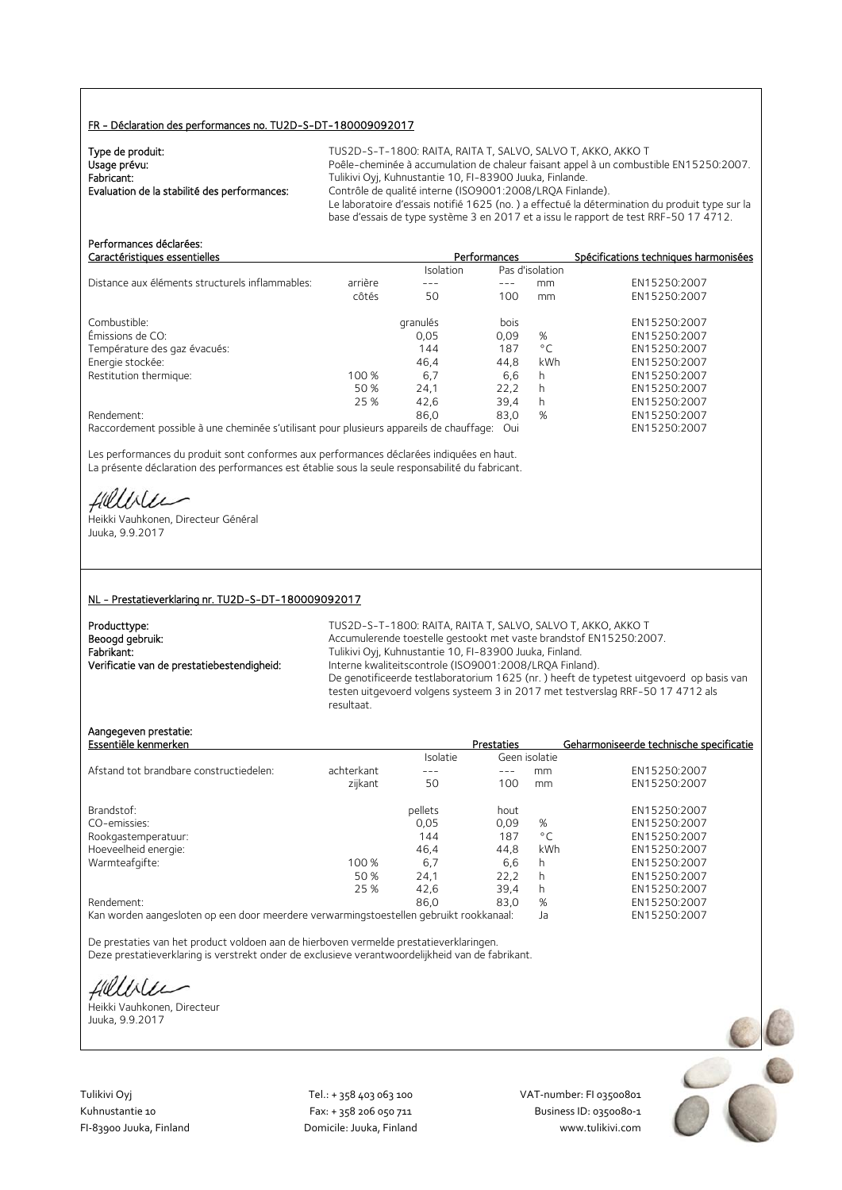## FR - Déclaration des performances no. TU2D-S-DT-180009092017

**Type de produit:** TUS2D-S-T-1800: RAITA, RAITA T, SALVO, SALVO T, AKKO, AKKO T
**Usage prévu:** Poêle-cheminée à accumulation de chaleur faisant appel à un combustible EN15250:2007.
**Fabricant:** Tulikivi Oyj, Kuhnustantie 10, FI-83900 Juuka, Finlande.
**Evaluation de la stabilité des performances:** Contrôle de qualité interne (ISO9001:2008/LRQA Finlande).
Le laboratoire d'essais notifié 1625 (no. ) a effectué la détermination du produit type sur la base d'essais de type système 3 en 2017 et a issu le rapport de test RRF-50 17 4712.

**Performances déclarées:**

| Caractéristiques essentielles | | Performances | | | Spécifications techniques harmonisées |
|---|---|---|---|---|---|
| | | Isolation | Pas d'isolation | | |
| Distance aux éléments structurels inflammables: | arrière | --- | --- | mm | EN15250:2007 |
| | côtés | 50 | 100 | mm | EN15250:2007 |
| Combustible: | | granulés | bois | | EN15250:2007 |
| Émissions de CO: | | 0,05 | 0,09 | % | EN15250:2007 |
| Température des gaz évacués: | | 144 | 187 | °C | EN15250:2007 |
| Energie stockée: | | 46,4 | 44,8 | kWh | EN15250:2007 |
| Restitution thermique: | 100 % | 6,7 | 6,6 | h | EN15250:2007 |
| | 50 % | 24,1 | 22,2 | h | EN15250:2007 |
| | 25 % | 42,6 | 39,4 | h | EN15250:2007 |
| Rendement: | | 86,0 | 83,0 | % | EN15250:2007 |
| Raccordement possible à une cheminée s'utilisant pour plusieurs appareils de chauffage: | | | Oui | | EN15250:2007 |

Les performances du produit sont conformes aux performances déclarées indiquées en haut.
La présente déclaration des performances est établie sous la seule responsabilité du fabricant.

Heikki Vauhkonen, Directeur Général
Juuka, 9.9.2017

## NL - Prestatieverklaring nr. TU2D-S-DT-180009092017

**Producttype:** TUS2D-S-T-1800: RAITA, RAITA T, SALVO, SALVO T, AKKO, AKKO T
**Beoogd gebruik:** Accumulerende toestelle gestookt met vaste brandstof EN15250:2007.
**Fabrikant:** Tulikivi Oyj, Kuhnustantie 10, FI-83900 Juuka, Finland.
**Verificatie van de prestatiebestendigheid:** Interne kwaliteitscontrole (ISO9001:2008/LRQA Finland).
De genotificeerde testlaboratorium 1625 (nr. ) heeft de typetest uitgevoerd op basis van testen uitgevoerd volgens systeem 3 in 2017 met testverslag RRF-50 17 4712 als resultaat.

**Aangegeven prestatie:**

| Essentiële kenmerken | | Prestaties | | | Geharmoniseerde technische specificatie |
|---|---|---|---|---|---|
| | | Isolatie | Geen isolatie | | |
| Afstand tot brandbare constructiedelen: | achterkant | --- | --- | mm | EN15250:2007 |
| | zijkant | 50 | 100 | mm | EN15250:2007 |
| Brandstof: | | pellets | hout | | EN15250:2007 |
| CO-emissies: | | 0,05 | 0,09 | % | EN15250:2007 |
| Rookgastemperatuur: | | 144 | 187 | °C | EN15250:2007 |
| Hoeveelheid energie: | | 46,4 | 44,8 | kWh | EN15250:2007 |
| Warmteafgifte: | 100 % | 6,7 | 6,6 | h | EN15250:2007 |
| | 50 % | 24,1 | 22,2 | h | EN15250:2007 |
| | 25 % | 42,6 | 39,4 | h | EN15250:2007 |
| Rendement: | | 86,0 | 83,0 | % | EN15250:2007 |
| Kan worden aangesloten op een door meerdere verwarmingstoestellen gebruikt rookkanaal: | | | Ja | | EN15250:2007 |

De prestaties van het product voldoen aan de hierboven vermelde prestatieverklaringen.
Deze prestatieverklaring is verstrekt onder de exclusieve verantwoordelijkheid van de fabrikant.

Heikki Vauhkonen, Directeur
Juuka, 9.9.2017

Tulikivi Oyj
Kuhnustantie 10
FI-83900 Juuka, Finland

Tel.: + 358 403 063 100
Fax: + 358 206 050 711
Domicile: Juuka, Finland

VAT-number: FI 03500801
Business ID: 0350080-1
www.tulikivi.com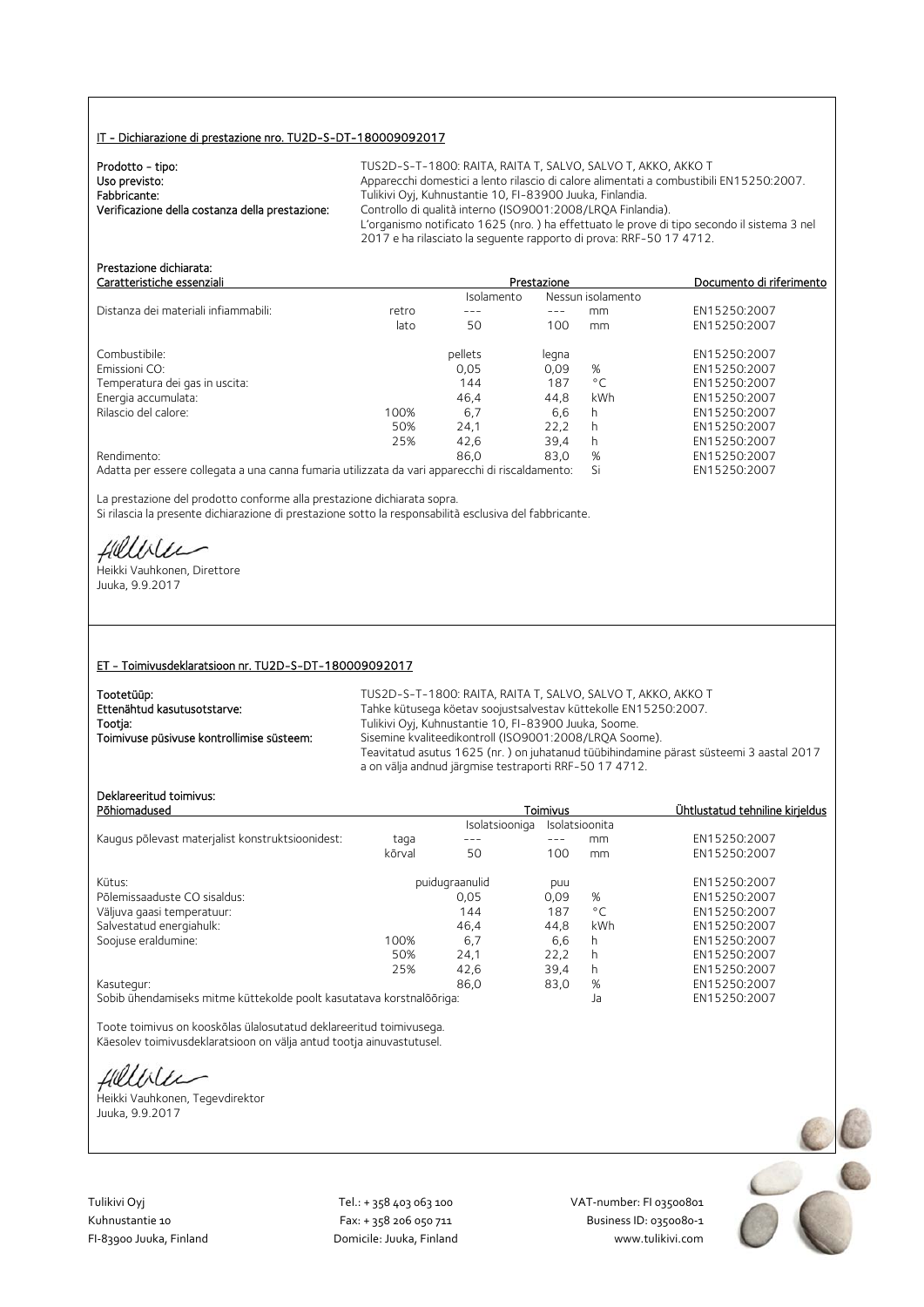## IT - Dichiarazione di prestazione nro. TU2D-S-DT-180009092017

**Prodotto - tipo:** TUS2D-S-T-1800: RAITA, RAITA T, SALVO, SALVO T, AKKO, AKKO T
**Uso previsto:** Apparecchi domestici a lento rilascio di calore alimentati a combustibili EN15250:2007.
**Fabbricante:** Tulikivi Oyj, Kuhnustantie 10, FI-83900 Juuka, Finlandia.
**Verificazione della costanza della prestazione:** Controllo di qualità interno (ISO9001:2008/LRQA Finlandia).
L'organismo notificato 1625 (nro. ) ha effettuato le prove di tipo secondo il sistema 3 nel 2017 e ha rilasciato la seguente rapporto di prova: RRF-50 17 4712.

**Prestazione dichiarata:**

| Caratteristiche essenziali | | Prestazione | | | Documento di riferimento |
|---|---|---|---|---|---|
| | | Isolamento | Nessun isolamento | | |
| Distanza dei materiali infiammabili: | retro | --- | --- | mm | EN15250:2007 |
| | lato | 50 | 100 | mm | EN15250:2007 |
| Combustibile: | | pellets | legna | | EN15250:2007 |
| Emissioni CO: | | 0,05 | 0,09 | % | EN15250:2007 |
| Temperatura dei gas in uscita: | | 144 | 187 | °C | EN15250:2007 |
| Energia accumulata: | | 46,4 | 44,8 | kWh | EN15250:2007 |
| Rilascio del calore: | 100% | 6,7 | 6,6 | h | EN15250:2007 |
| | 50% | 24,1 | 22,2 | h | EN15250:2007 |
| | 25% | 42,6 | 39,4 | h | EN15250:2007 |
| Rendimento: | | 86,0 | 83,0 | % | EN15250:2007 |
| Adatta per essere collegata a una canna fumaria utilizzata da vari apparecchi di riscaldamento: | | | | Si | EN15250:2007 |

La prestazione del prodotto conforme alla prestazione dichiarata sopra.
Si rilascia la presente dichiarazione di prestazione sotto la responsabilità esclusiva del fabbricante.

Heikki Vauhkonen, Direttore
Juuka, 9.9.2017

## ET - Toimivusdeklaratsioon nr. TU2D-S-DT-180009092017

**Tootetüüp:** TUS2D-S-T-1800: RAITA, RAITA T, SALVO, SALVO T, AKKO, AKKO T
**Ettenähtud kasutusotstarve:** Tahke kütusega köetav soojustsalvestav küttekolle EN15250:2007.
**Tootja:** Tulikivi Oyj, Kuhnustantie 10, FI-83900 Juuka, Soome.
**Toimivuse püsivuse kontrollimise süsteem:** Sisemine kvaliteedikontroll (ISO9001:2008/LRQA Soome).
Teavitatud asutus 1625 (nr. ) on juhatanud tüübihindamine pärast süsteemi 3 aastal 2017 a on välja andnud järgmise testraporti RRF-50 17 4712.

**Deklareeritud toimivus:**

| Põhiomadused | | Toimivus | | | Ühtlustatud tehniline kirjeldus |
|---|---|---|---|---|---|
| | | Isolatsiooniga | Isolatsioonita | | |
| Kaugus põlevast materjalist konstruktsioonidest: | taga | --- | --- | mm | EN15250:2007 |
| | kõrval | 50 | 100 | mm | EN15250:2007 |
| Kütus: | | puidugraanulid | puu | | EN15250:2007 |
| Põlemissaaduste CO sisaldus: | | 0,05 | 0,09 | % | EN15250:2007 |
| Väljuva gaasi temperatuur: | | 144 | 187 | °C | EN15250:2007 |
| Salvestatud energiahulk: | | 46,4 | 44,8 | kWh | EN15250:2007 |
| Soojuse eraldumine: | 100% | 6,7 | 6,6 | h | EN15250:2007 |
| | 50% | 24,1 | 22,2 | h | EN15250:2007 |
| | 25% | 42,6 | 39,4 | h | EN15250:2007 |
| Kasutegur: | | 86,0 | 83,0 | % | EN15250:2007 |
| Sobib ühendamiseks mitme küttekolde poolt kasutatava korstnalõõriga: | | | | Ja | EN15250:2007 |

Toote toimivus on kooskõlas ülalosutatud deklareeritud toimivusega.
Käesolev toimivusdeklaratsioon on välja antud tootja ainuvastutusel.

Heikki Vauhkonen, Tegevdirektor
Juuka, 9.9.2017

Tulikivi Oyj
Kuhnustantie 10
FI-83900 Juuka, Finland

Tel.: + 358 403 063 100
Fax: + 358 206 050 711
Domicile: Juuka, Finland

VAT-number: FI 03500801
Business ID: 0350080-1
www.tulikivi.com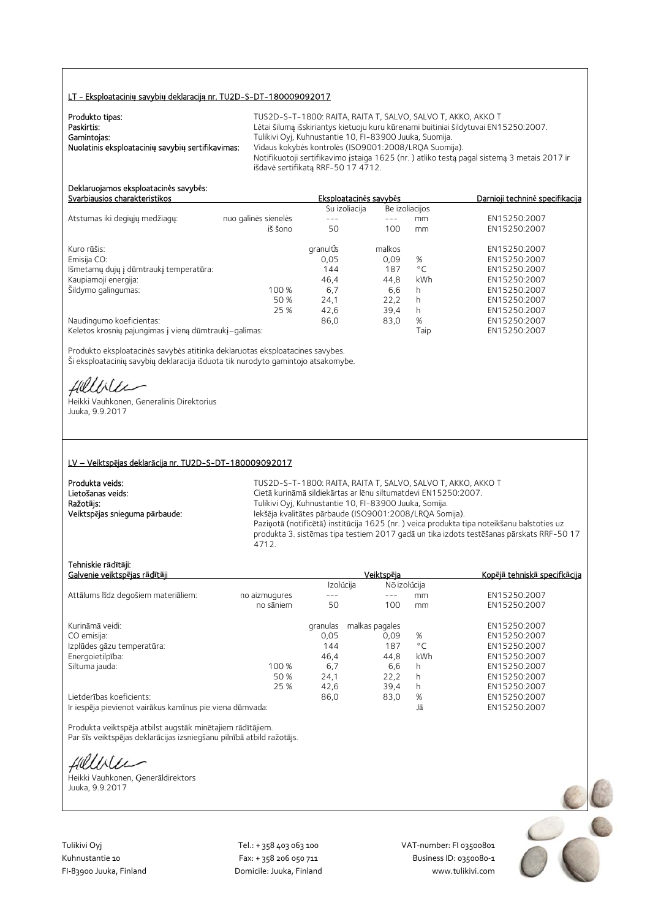## LT - Eksploatacinių savybių deklaracija nr. TU2D-S-DT-180009092017

**Produkto tipas:** TUS2D-S-T-1800: RAITA, RAITA T, SALVO, SALVO T, AKKO, AKKO T
**Paskirtis:** Lėtai šilumą išskiriantys kietuoju kuru kūrenami buitiniai šildytuvai EN15250:2007.
**Gamintojas:** Tulikivi Oyj, Kuhnustantie 10, FI-83900 Juuka, Suomija.
**Nuolatinis eksploatacinių savybių sertifikavimas:** Vidaus kokybės kontrolės (ISO9001:2008/LRQA Suomija).
Notifikuotoji sertifikavimo įstaiga 1625 (nr. ) atliko testą pagal sistemą 3 metais 2017 ir išdavė sertifikatą RRF-50 17 4712.

**Deklaruojamos eksploatacinės savybės:**

| Svarbiausios charakteristikos | | Eksploatacinės savybės | | | Darnioji techninė specifikacija |
|---|---|---|---|---|---|
| | | Su izoliacija | Be izoliacijos | | |
| Atstumas iki degiųjų medžiagų: | nuo galinės sienelės | --- | --- | mm | EN15250:2007 |
| | iš šono | 50 | 100 | mm | EN15250:2007 |
| Kuro rūšis: | | granulÛs | malkos | | EN15250:2007 |
| Emisija CO: | | 0,05 | 0,09 | % | EN15250:2007 |
| Išmetamų dujų į dūmtraukį temperatūra: | | 144 | 187 | °C | EN15250:2007 |
| Kaupiamoji energija: | | 46,4 | 44,8 | kWh | EN15250:2007 |
| Šildymo galingumas: | 100 % | 6,7 | 6,6 | h | EN15250:2007 |
| | 50 % | 24,1 | 22,2 | h | EN15250:2007 |
| | 25 % | 42,6 | 39,4 | h | EN15250:2007 |
| Naudingumo koeficientas: | | 86,0 | 83,0 | % | EN15250:2007 |
| Keletos krosnių pajungimas į vieną dūmtraukį–galimas: | | | | Taip | EN15250:2007 |

Produkto eksploatacinės savybės atitinka deklaruotas eksploatacines savybes.
Ši eksploatacinių savybių deklaracija išduota tik nurodyto gamintojo atsakomybe.

Heikki Vauhkonen, Generalinis Direktorius
Juuka, 9.9.2017

## LV – Veiktspējas deklarācija nr. TU2D-S-DT-180009092017

**Produkta veids:** TUS2D-S-T-1800: RAITA, RAITA T, SALVO, SALVO T, AKKO, AKKO T
**Lietošanas veids:** Cietā kurināmā sildiekārtas ar lēnu siltumatdevi EN15250:2007.
**Ražotājs:** Tulikivi Oyj, Kuhnustantie 10, FI-83900 Juuka, Somija.
**Veiktspējas snieguma pārbaude:** Iekšēja kvalitātes pārbaude (ISO9001:2008/LRQA Somija).
Paziņotā (notificētā) institūcija 1625 (nr. ) veica produkta tipa noteikšanu balstoties uz produkta 3. sistēmas tipa testiem 2017 gadā un tika izdots testēšanas pārskats RRF-50 17 4712.

**Tehniskie rādītāji:**

| Galvenie veiktspējas rādītāji | | Veiktspēja | | | Kopējā tehniskā specifkācija |
|---|---|---|---|---|---|
| | | Izolúcija | Nõ izolúcija | | |
| Attālums līdz degošiem materiāliem: | no aizmugures | --- | --- | mm | EN15250:2007 |
| | no sāniem | 50 | 100 | mm | EN15250:2007 |
| Kurināmā veidi: | | granulas | malkas pagales | | EN15250:2007 |
| CO emisija: | | 0,05 | 0,09 | % | EN15250:2007 |
| Izplūdes gāzu temperatūra: | | 144 | 187 | °C | EN15250:2007 |
| Energoietilpība: | | 46,4 | 44,8 | kWh | EN15250:2007 |
| Siltuma jauda: | 100 % | 6,7 | 6,6 | h | EN15250:2007 |
| | 50 % | 24,1 | 22,2 | h | EN15250:2007 |
| | 25 % | 42,6 | 39,4 | h | EN15250:2007 |
| Lietderības koeficients: | | 86,0 | 83,0 | % | EN15250:2007 |
| Ir iespēja pievienot vairākus kamīnus pie viena dūmvada: | | | | Jā | EN15250:2007 |

Produkta veiktspēja atbilst augstāk minētajiem rādītājiem.
Par šīs veiktspējas deklarācijas izsniegšanu pilnībā atbild ražotājs.

Heikki Vauhkonen, Ģenerāldirektors
Juuka, 9.9.2017

Tulikivi Oyj
Kuhnustantie 10
FI-83900 Juuka, Finland

Tel.: + 358 403 063 100
Fax: + 358 206 050 711
Domicile: Juuka, Finland

VAT-number: FI 03500801
Business ID: 0350080-1
www.tulikivi.com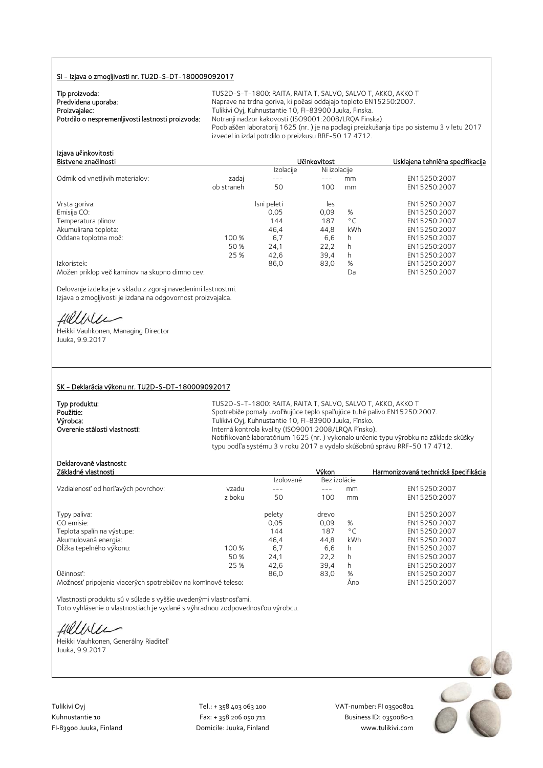## SI - Izjava o zmogljivosti nr. TU2D-S-DT-180009092017

**Tip proizvoda:** TUS2D-S-T-1800: RAITA, RAITA T, SALVO, SALVO T, AKKO, AKKO T
**Predvidena uporaba:** Naprave na trdna goriva, ki počasi oddajajo toploto EN15250:2007.
**Proizvajalec:** Tulikivi Oyj, Kuhnustantie 10, FI-83900 Juuka, Finska.
**Potrdilo o nespremenljivosti lastnosti proizvoda:** Notranji nadzor kakovosti (ISO9001:2008/LRQA Finska).
Pooblaščen laboratorij 1625 (nr. ) je na podlagi preizkušanja tipa po sistemu 3 v letu 2017 izvedel in izdal potrdilo o preizkusu RRF-50 17 4712.

Izjava učinkovitosti

| Bistvene značilnosti | | Učinkovitost | | | Usklajena tehnična specifikacija |
|---|---|---|---|---|---|
| | | Izolacije | Ni izolacije | | |
| Odmik od vnetljivih materialov: | zadaj | --- | --- | mm | EN15250:2007 |
| | ob straneh | 50 | 100 | mm | EN15250:2007 |
| Vrsta goriva: | | lsni peleti | les | | EN15250:2007 |
| Emisija CO: | | 0,05 | 0,09 | % | EN15250:2007 |
| Temperatura plinov: | | 144 | 187 | °C | EN15250:2007 |
| Akumulirana toplota: | | 46,4 | 44,8 | kWh | EN15250:2007 |
| Oddana toplotna moč: | 100 % | 6,7 | 6,6 | h | EN15250:2007 |
| | 50 % | 24,1 | 22,2 | h | EN15250:2007 |
| | 25 % | 42,6 | 39,4 | h | EN15250:2007 |
| Izkoristek: | | 86,0 | 83,0 | % | EN15250:2007 |
| Možen priklop več kaminov na skupno dimno cev: | | | | Da | EN15250:2007 |

Delovanje izdelka je v skladu z zgoraj navedenimi lastnostmi.
Izjava o zmogljivosti je izdana na odgovornost proizvajalca.

Heikki Vauhkonen, Managing Director
Juuka, 9.9.2017

## SK – Deklarácia výkonu nr. TU2D-S-DT-180009092017

**Typ produktu:** TUS2D-S-T-1800: RAITA, RAITA T, SALVO, SALVO T, AKKO, AKKO T
**Použitie:** Spotrebiče pomaly uvoľňujúce teplo spaľujúce tuhé palivo EN15250:2007.
**Výrobca:** Tulikivi Oyj, Kuhnustantie 10, FI-83900 Juuka, Fínsko.
**Overenie stálosti vlastností:** Interná kontrola kvality (ISO9001:2008/LRQA Fínsko).
Notifikované laboratórium 1625 (nr. ) vykonalo určenie typu výrobku na základe skúšky typu podľa systému 3 v roku 2017 a vydalo skúšobnú správu RRF-50 17 4712.

Deklarované vlastnosti:

| Základné vlastnosti | | Výkon | | | Harmonizovaná technická špecifikácia |
|---|---|---|---|---|---|
| | | Izolované | Bez izolácie | | |
| Vzdialenosť od horľavých povrchov: | vzadu | --- | --- | mm | EN15250:2007 |
| | z boku | 50 | 100 | mm | EN15250:2007 |
| Typy paliva: | | pelety | drevo | | EN15250:2007 |
| CO emisie: | | 0,05 | 0,09 | % | EN15250:2007 |
| Teplota spalín na výstupe: | | 144 | 187 | °C | EN15250:2007 |
| Akumulovaná energia: | | 46,4 | 44,8 | kWh | EN15250:2007 |
| Dĺžka tepelného výkonu: | 100 % | 6,7 | 6,6 | h | EN15250:2007 |
| | 50 % | 24,1 | 22,2 | h | EN15250:2007 |
| | 25 % | 42,6 | 39,4 | h | EN15250:2007 |
| Účinnosť: | | 86,0 | 83,0 | % | EN15250:2007 |
| Možnosť pripojenia viacerých spotrebičov na komínové teleso: | | | | Áno | EN15250:2007 |

Vlastnosti produktu sú v súlade s vyššie uvedenými vlastnosťami.
Toto vyhlásenie o vlastnostiach je vydané s výhradnou zodpovednosťou výrobcu.

Heikki Vauhkonen, Generálny Riaditeľ
Juuka, 9.9.2017

Tulikivi Oyj
Kuhnustantie 10
FI-83900 Juuka, Finland

Tel.: + 358 403 063 100
Fax: + 358 206 050 711
Domicile: Juuka, Finland

VAT-number: FI 03500801
Business ID: 0350080-1
www.tulikivi.com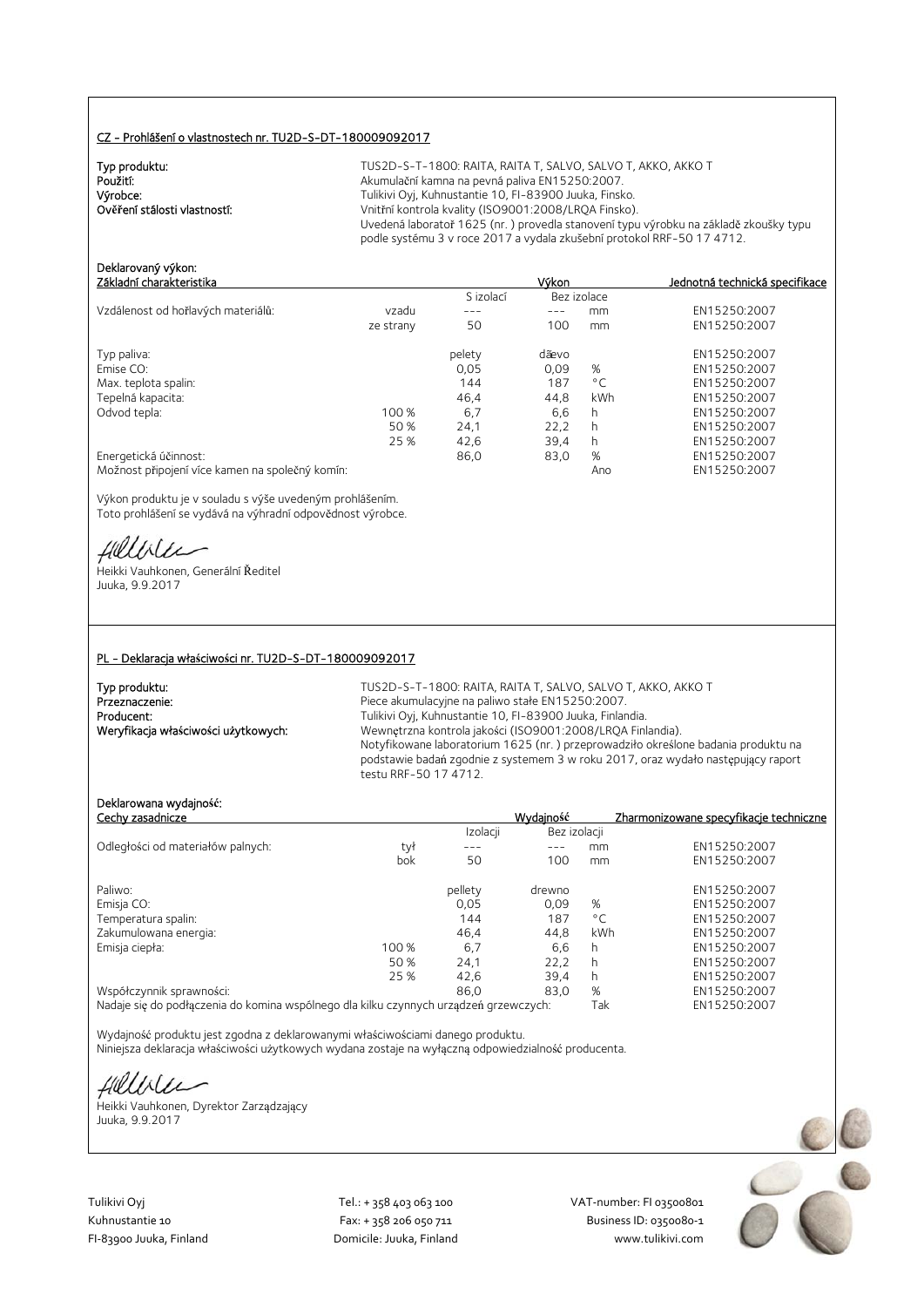## CZ - Prohlášení o vlastnostech nr. TU2D-S-DT-180009092017

**Typ produktu:** TUS2D-S-T-1800: RAITA, RAITA T, SALVO, SALVO T, AKKO, AKKO T
**Použití:** Akumulační kamna na pevná paliva EN15250:2007.
**Výrobce:** Tulikivi Oyj, Kuhnustantie 10, FI-83900 Juuka, Finsko.
**Ověření stálosti vlastností:** Vnitřní kontrola kvality (ISO9001:2008/LRQA Finsko).
Uvedená laboratoř 1625 (nr. ) provedla stanovení typu výrobku na základě zkoušky typu podle systému 3 v roce 2017 a vydala zkušební protokol RRF-50 17 4712.

**Deklarovaný výkon:**

| Základní charakteristika | | Výkon | | | Jednotná technická specifikace |
|---|---|---|---|---|---|
| | | S izolací | Bez izolace | | |
| Vzdálenost od hořlavých materiálů: | vzadu | --- | --- | mm | EN15250:2007 |
| | ze strany | 50 | 100 | mm | EN15250:2007 |
| Typ paliva: | | pelety | dřevo | | EN15250:2007 |
| Emise CO: | | 0,05 | 0,09 | % | EN15250:2007 |
| Max. teplota spalin: | | 144 | 187 | °C | EN15250:2007 |
| Tepelná kapacita: | | 46,4 | 44,8 | kWh | EN15250:2007 |
| Odvod tepla: | 100 % | 6,7 | 6,6 | h | EN15250:2007 |
| | 50 % | 24,1 | 22,2 | h | EN15250:2007 |
| | 25 % | 42,6 | 39,4 | h | EN15250:2007 |
| Energetická účinnost: | | 86,0 | 83,0 | % | EN15250:2007 |
| Možnost připojení více kamen na společný komín: | | | | Ano | EN15250:2007 |

Výkon produktu je v souladu s výše uvedeným prohlášením.
Toto prohlášení se vydává na výhradní odpovědnost výrobce.

Heikki Vauhkonen, Generální Ředitel
Juuka, 9.9.2017

## PL - Deklaracja właściwości nr. TU2D-S-DT-180009092017

**Typ produktu:** TUS2D-S-T-1800: RAITA, RAITA T, SALVO, SALVO T, AKKO, AKKO T
**Przeznaczenie:** Piece akumulacyjne na paliwo stałe EN15250:2007.
**Producent:** Tulikivi Oyj, Kuhnustantie 10, FI-83900 Juuka, Finlandia.
**Weryfikacja właściwości użytkowych:** Wewnętrzna kontrola jakości (ISO9001:2008/LRQA Finlandia).
Notyfikowane laboratorium 1625 (nr. ) przeprowadziło określone badania produktu na podstawie badań zgodnie z systemem 3 w roku 2017, oraz wydało następujący raport testu RRF-50 17 4712.

**Deklarowana wydajność:**

| Cechy zasadnicze | | Wydajność | | | Zharmonizowane specyfikacje techniczne |
|---|---|---|---|---|---|
| | | Izolacji | Bez izolacji | | |
| Odległości od materiałów palnych: | tył | --- | --- | mm | EN15250:2007 |
| | bok | 50 | 100 | mm | EN15250:2007 |
| Paliwo: | | pellety | drewno | | EN15250:2007 |
| Emisja CO: | | 0,05 | 0,09 | % | EN15250:2007 |
| Temperatura spalin: | | 144 | 187 | °C | EN15250:2007 |
| Zakumulowana energia: | | 46,4 | 44,8 | kWh | EN15250:2007 |
| Emisja ciepła: | 100 % | 6,7 | 6,6 | h | EN15250:2007 |
| | 50 % | 24,1 | 22,2 | h | EN15250:2007 |
| | 25 % | 42,6 | 39,4 | h | EN15250:2007 |
| Współczynnik sprawności: | | 86,0 | 83,0 | % | EN15250:2007 |
| Nadaje się do podłączenia do komina wspólnego dla kilku czynnych urządzeń grzewczych: | | | | Tak | EN15250:2007 |

Wydajność produktu jest zgodna z deklarowanymi właściwościami danego produktu.
Niniejsza deklaracja właściwości użytkowych wydana zostaje na wyłączną odpowiedzialność producenta.

Heikki Vauhkonen, Dyrektor Zarządzający
Juuka, 9.9.2017

Tulikivi Oyj
Kuhnustantie 10
FI-83900 Juuka, Finland

Tel.: + 358 403 063 100
Fax: + 358 206 050 711
Domicile: Juuka, Finland

VAT-number: FI 03500801
Business ID: 0350080-1
www.tulikivi.com